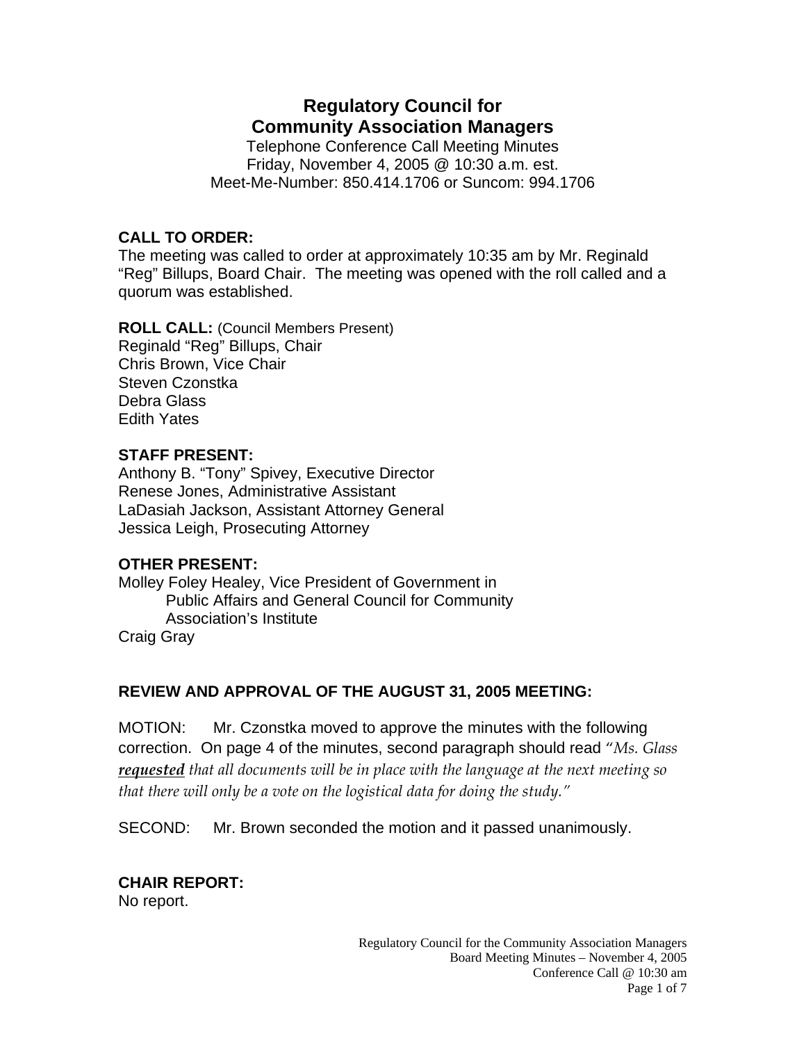# Regulatory Council for Community Association Managers

Telephone Conference Call Meeting Minutes
Friday, November 4, 2005 @ 10:30 a.m. est.
Meet-Me-Number: 850.414.1706 or Suncom: 994.1706

## CALL TO ORDER:

The meeting was called to order at approximately 10:35 am by Mr. Reginald "Reg" Billups, Board Chair. The meeting was opened with the roll called and a quorum was established.

**ROLL CALL:** (Council Members Present)
Reginald "Reg" Billups, Chair
Chris Brown, Vice Chair
Steven Czonstka
Debra Glass
Edith Yates

## STAFF PRESENT:

Anthony B. "Tony" Spivey, Executive Director
Renese Jones, Administrative Assistant
LaDasiah Jackson, Assistant Attorney General
Jessica Leigh, Prosecuting Attorney

## OTHER PRESENT:

Molley Foley Healey, Vice President of Government in Public Affairs and General Council for Community Association's Institute
Craig Gray

## REVIEW AND APPROVAL OF THE AUGUST 31, 2005 MEETING:

MOTION: Mr. Czonstka moved to approve the minutes with the following correction. On page 4 of the minutes, second paragraph should read *"Ms. Glass **requested** that all documents will be in place with the language at the next meeting so that there will only be a vote on the logistical data for doing the study."*

SECOND: Mr. Brown seconded the motion and it passed unanimously.

## CHAIR REPORT:

No report.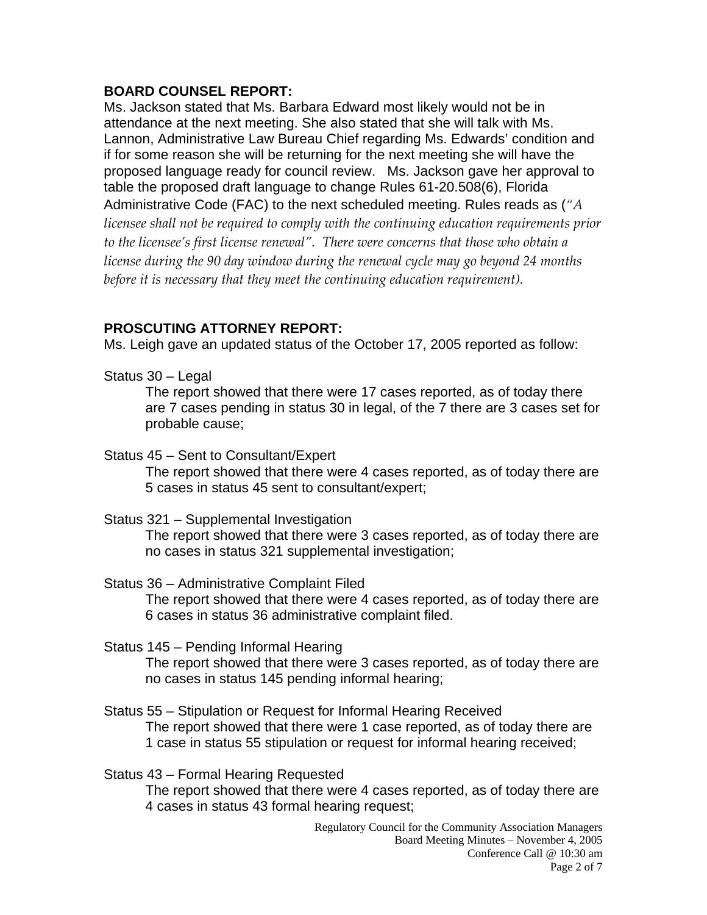**BOARD COUNSEL REPORT:**

Ms. Jackson stated that Ms. Barbara Edward most likely would not be in attendance at the next meeting. She also stated that she will talk with Ms. Lannon, Administrative Law Bureau Chief regarding Ms. Edwards' condition and if for some reason she will be returning for the next meeting she will have the proposed language ready for council review. Ms. Jackson gave her approval to table the proposed draft language to change Rules 61-20.508(6), Florida Administrative Code (FAC) to the next scheduled meeting. Rules reads as (*"A licensee shall not be required to comply with the continuing education requirements prior to the licensee's first license renewal". There were concerns that those who obtain a license during the 90 day window during the renewal cycle may go beyond 24 months before it is necessary that they meet the continuing education requirement).*

**PROSCUTING ATTORNEY REPORT:**

Ms. Leigh gave an updated status of the October 17, 2005 reported as follow:

Status 30 – Legal
The report showed that there were 17 cases reported, as of today there are 7 cases pending in status 30 in legal, of the 7 there are 3 cases set for probable cause;

Status 45 – Sent to Consultant/Expert
The report showed that there were 4 cases reported, as of today there are 5 cases in status 45 sent to consultant/expert;

Status 321 – Supplemental Investigation
The report showed that there were 3 cases reported, as of today there are no cases in status 321 supplemental investigation;

Status 36 – Administrative Complaint Filed
The report showed that there were 4 cases reported, as of today there are 6 cases in status 36 administrative complaint filed.

Status 145 – Pending Informal Hearing
The report showed that there were 3 cases reported, as of today there are no cases in status 145 pending informal hearing;

Status 55 – Stipulation or Request for Informal Hearing Received
The report showed that there were 1 case reported, as of today there are 1 case in status 55 stipulation or request for informal hearing received;

Status 43 – Formal Hearing Requested
The report showed that there were 4 cases reported, as of today there are 4 cases in status 43 formal hearing request;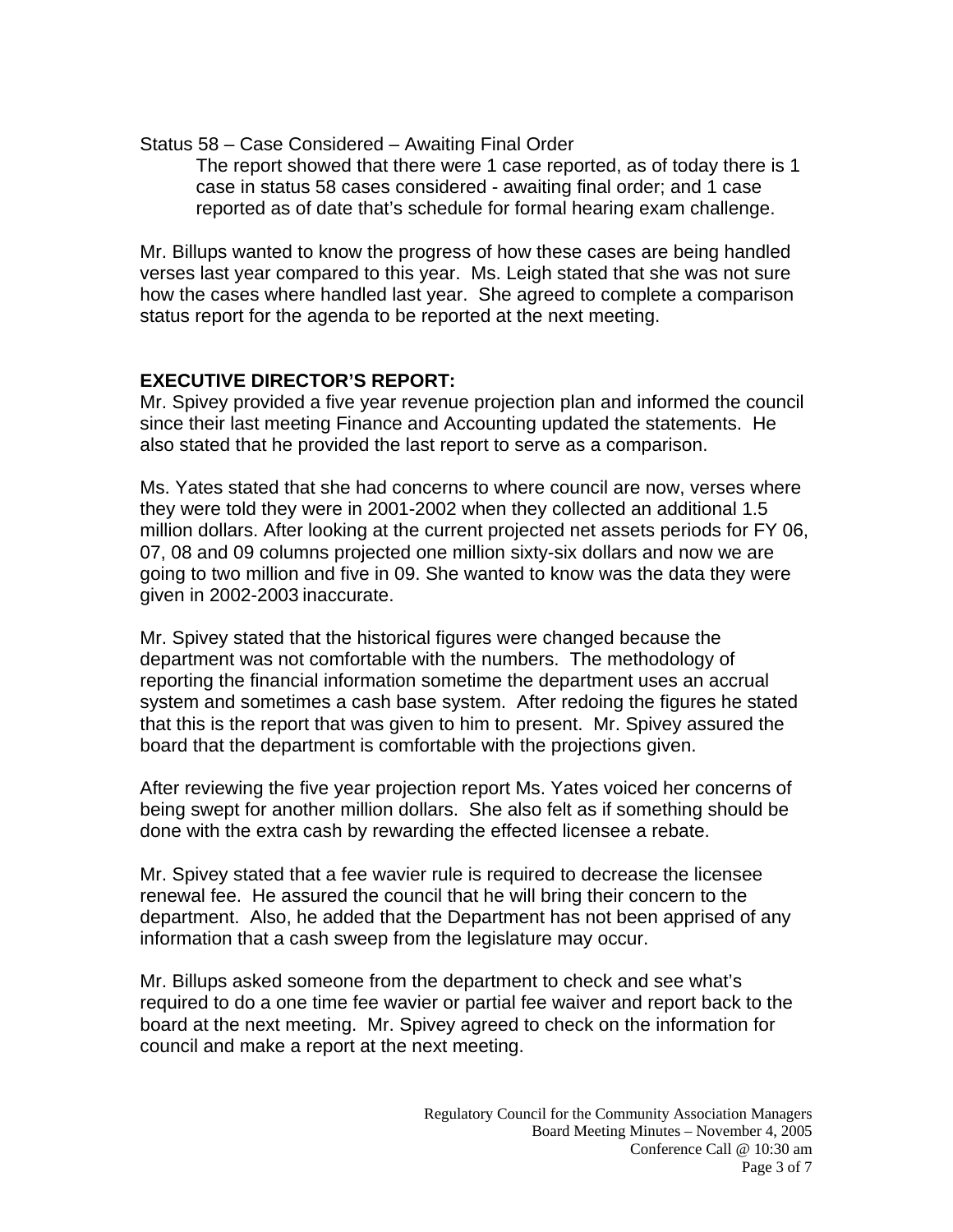Status 58 – Case Considered – Awaiting Final Order

The report showed that there were 1 case reported, as of today there is 1 case in status 58 cases considered - awaiting final order; and 1 case reported as of date that's schedule for formal hearing exam challenge.

Mr. Billups wanted to know the progress of how these cases are being handled verses last year compared to this year. Ms. Leigh stated that she was not sure how the cases where handled last year. She agreed to complete a comparison status report for the agenda to be reported at the next meeting.

**EXECUTIVE DIRECTOR'S REPORT:**

Mr. Spivey provided a five year revenue projection plan and informed the council since their last meeting Finance and Accounting updated the statements. He also stated that he provided the last report to serve as a comparison.

Ms. Yates stated that she had concerns to where council are now, verses where they were told they were in 2001-2002 when they collected an additional 1.5 million dollars. After looking at the current projected net assets periods for FY 06, 07, 08 and 09 columns projected one million sixty-six dollars and now we are going to two million and five in 09. She wanted to know was the data they were given in 2002-2003 inaccurate.

Mr. Spivey stated that the historical figures were changed because the department was not comfortable with the numbers. The methodology of reporting the financial information sometime the department uses an accrual system and sometimes a cash base system. After redoing the figures he stated that this is the report that was given to him to present. Mr. Spivey assured the board that the department is comfortable with the projections given.

After reviewing the five year projection report Ms. Yates voiced her concerns of being swept for another million dollars. She also felt as if something should be done with the extra cash by rewarding the effected licensee a rebate.

Mr. Spivey stated that a fee wavier rule is required to decrease the licensee renewal fee. He assured the council that he will bring their concern to the department. Also, he added that the Department has not been apprised of any information that a cash sweep from the legislature may occur.

Mr. Billups asked someone from the department to check and see what's required to do a one time fee wavier or partial fee waiver and report back to the board at the next meeting. Mr. Spivey agreed to check on the information for council and make a report at the next meeting.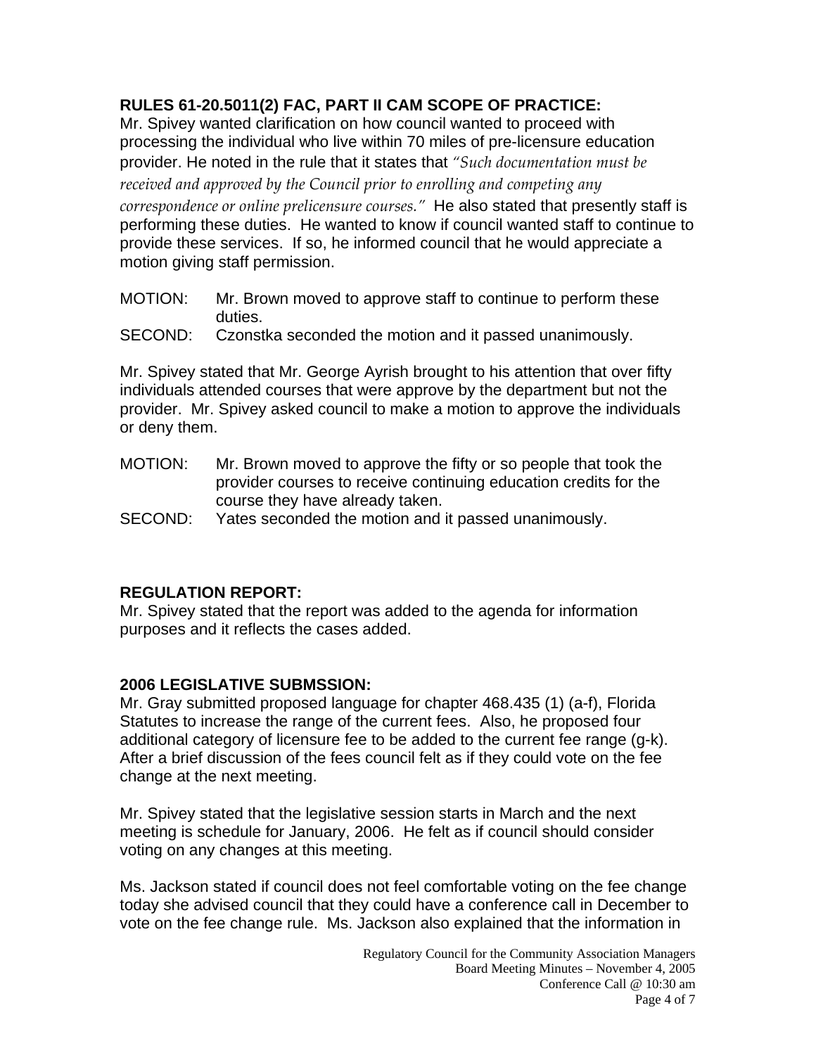**RULES 61-20.5011(2) FAC, PART II CAM SCOPE OF PRACTICE:**
Mr. Spivey wanted clarification on how council wanted to proceed with processing the individual who live within 70 miles of pre-licensure education provider. He noted in the rule that it states that *"Such documentation must be received and approved by the Council prior to enrolling and competing any correspondence or online prelicensure courses."* He also stated that presently staff is performing these duties. He wanted to know if council wanted staff to continue to provide these services. If so, he informed council that he would appreciate a motion giving staff permission.

MOTION: Mr. Brown moved to approve staff to continue to perform these duties.
SECOND: Czonstka seconded the motion and it passed unanimously.

Mr. Spivey stated that Mr. George Ayrish brought to his attention that over fifty individuals attended courses that were approve by the department but not the provider. Mr. Spivey asked council to make a motion to approve the individuals or deny them.

MOTION: Mr. Brown moved to approve the fifty or so people that took the provider courses to receive continuing education credits for the course they have already taken.
SECOND: Yates seconded the motion and it passed unanimously.

**REGULATION REPORT:**
Mr. Spivey stated that the report was added to the agenda for information purposes and it reflects the cases added.

**2006 LEGISLATIVE SUBMSSION:**
Mr. Gray submitted proposed language for chapter 468.435 (1) (a-f), Florida Statutes to increase the range of the current fees. Also, he proposed four additional category of licensure fee to be added to the current fee range (g-k). After a brief discussion of the fees council felt as if they could vote on the fee change at the next meeting.

Mr. Spivey stated that the legislative session starts in March and the next meeting is schedule for January, 2006. He felt as if council should consider voting on any changes at this meeting.

Ms. Jackson stated if council does not feel comfortable voting on the fee change today she advised council that they could have a conference call in December to vote on the fee change rule. Ms. Jackson also explained that the information in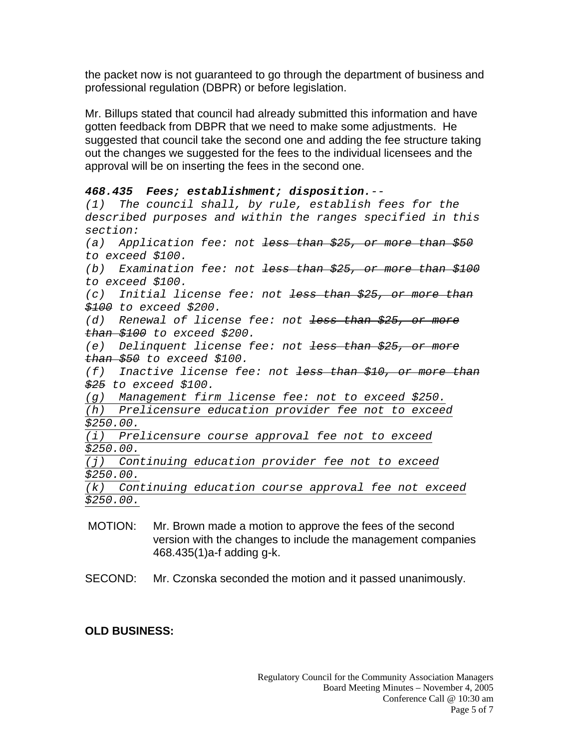the packet now is not guaranteed to go through the department of business and professional regulation (DBPR) or before legislation.

Mr. Billups stated that council had already submitted this information and have gotten feedback from DBPR that we need to make some adjustments. He suggested that council take the second one and adding the fee structure taking out the changes we suggested for the fees to the individual licensees and the approval will be on inserting the fees in the second one.

***468.435 Fees; establishment; disposition.****--*
*(1) The council shall, by rule, establish fees for the described purposes and within the ranges specified in this section:*
*(a) Application fee: not ~~less than \$25, or more than \$50~~ to exceed \$100.*
*(b) Examination fee: not ~~less than \$25, or more than \$100~~ to exceed \$100.*
*(c) Initial license fee: not ~~less than \$25, or more than \$100~~ to exceed \$200.*
*(d) Renewal of license fee: not ~~less than \$25, or more than \$100~~ to exceed \$200.*
*(e) Delinquent license fee: not ~~less than \$25, or more than \$50~~ to exceed \$100.*
*(f) Inactive license fee: not ~~less than \$10, or more than \$25~~ to exceed \$100.*
*<u>(g) Management firm license fee: not to exceed \$250.</u>*
*<u>(h) Prelicensure education provider fee not to exceed \$250.00.</u>*
*<u>(i) Prelicensure course approval fee not to exceed \$250.00.</u>*
*<u>(j) Continuing education provider fee not to exceed \$250.00.</u>*
*<u>(k) Continuing education course approval fee not exceed \$250.00.</u>*

MOTION: Mr. Brown made a motion to approve the fees of the second version with the changes to include the management companies 468.435(1)a-f adding g-k.

SECOND: Mr. Czonska seconded the motion and it passed unanimously.

**OLD BUSINESS:**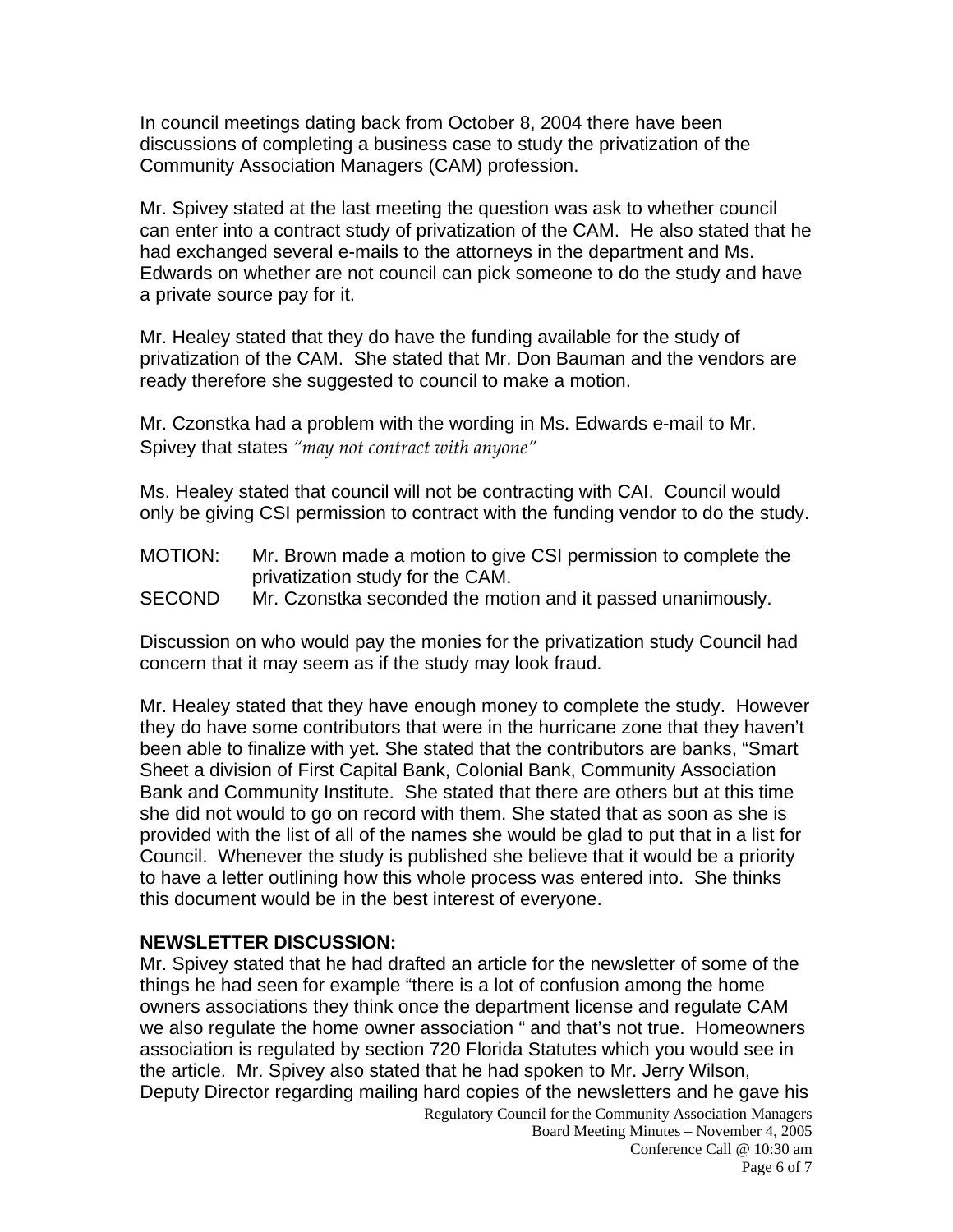In council meetings dating back from October 8, 2004 there have been discussions of completing a business case to study the privatization of the Community Association Managers (CAM) profession.

Mr. Spivey stated at the last meeting the question was ask to whether council can enter into a contract study of privatization of the CAM. He also stated that he had exchanged several e-mails to the attorneys in the department and Ms. Edwards on whether are not council can pick someone to do the study and have a private source pay for it.

Mr. Healey stated that they do have the funding available for the study of privatization of the CAM. She stated that Mr. Don Bauman and the vendors are ready therefore she suggested to council to make a motion.

Mr. Czonstka had a problem with the wording in Ms. Edwards e-mail to Mr. Spivey that states *"may not contract with anyone"*

Ms. Healey stated that council will not be contracting with CAI. Council would only be giving CSI permission to contract with the funding vendor to do the study.

MOTION: Mr. Brown made a motion to give CSI permission to complete the privatization study for the CAM.

SECOND Mr. Czonstka seconded the motion and it passed unanimously.

Discussion on who would pay the monies for the privatization study Council had concern that it may seem as if the study may look fraud.

Mr. Healey stated that they have enough money to complete the study. However they do have some contributors that were in the hurricane zone that they haven't been able to finalize with yet. She stated that the contributors are banks, "Smart Sheet a division of First Capital Bank, Colonial Bank, Community Association Bank and Community Institute. She stated that there are others but at this time she did not would to go on record with them. She stated that as soon as she is provided with the list of all of the names she would be glad to put that in a list for Council. Whenever the study is published she believe that it would be a priority to have a letter outlining how this whole process was entered into. She thinks this document would be in the best interest of everyone.

**NEWSLETTER DISCUSSION:**

Mr. Spivey stated that he had drafted an article for the newsletter of some of the things he had seen for example "there is a lot of confusion among the home owners associations they think once the department license and regulate CAM we also regulate the home owner association " and that's not true. Homeowners association is regulated by section 720 Florida Statutes which you would see in the article. Mr. Spivey also stated that he had spoken to Mr. Jerry Wilson, Deputy Director regarding mailing hard copies of the newsletters and he gave his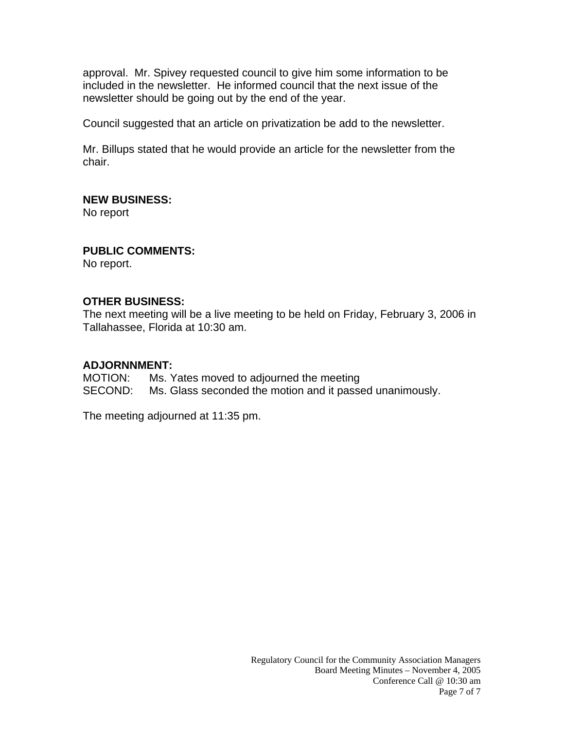approval. Mr. Spivey requested council to give him some information to be included in the newsletter. He informed council that the next issue of the newsletter should be going out by the end of the year.

Council suggested that an article on privatization be add to the newsletter.

Mr. Billups stated that he would provide an article for the newsletter from the chair.

**NEW BUSINESS:**
No report

**PUBLIC COMMENTS:**
No report.

**OTHER BUSINESS:**
The next meeting will be a live meeting to be held on Friday, February 3, 2006 in Tallahassee, Florida at 10:30 am.

**ADJORNNMENT:**
MOTION: Ms. Yates moved to adjourned the meeting
SECOND: Ms. Glass seconded the motion and it passed unanimously.

The meeting adjourned at 11:35 pm.